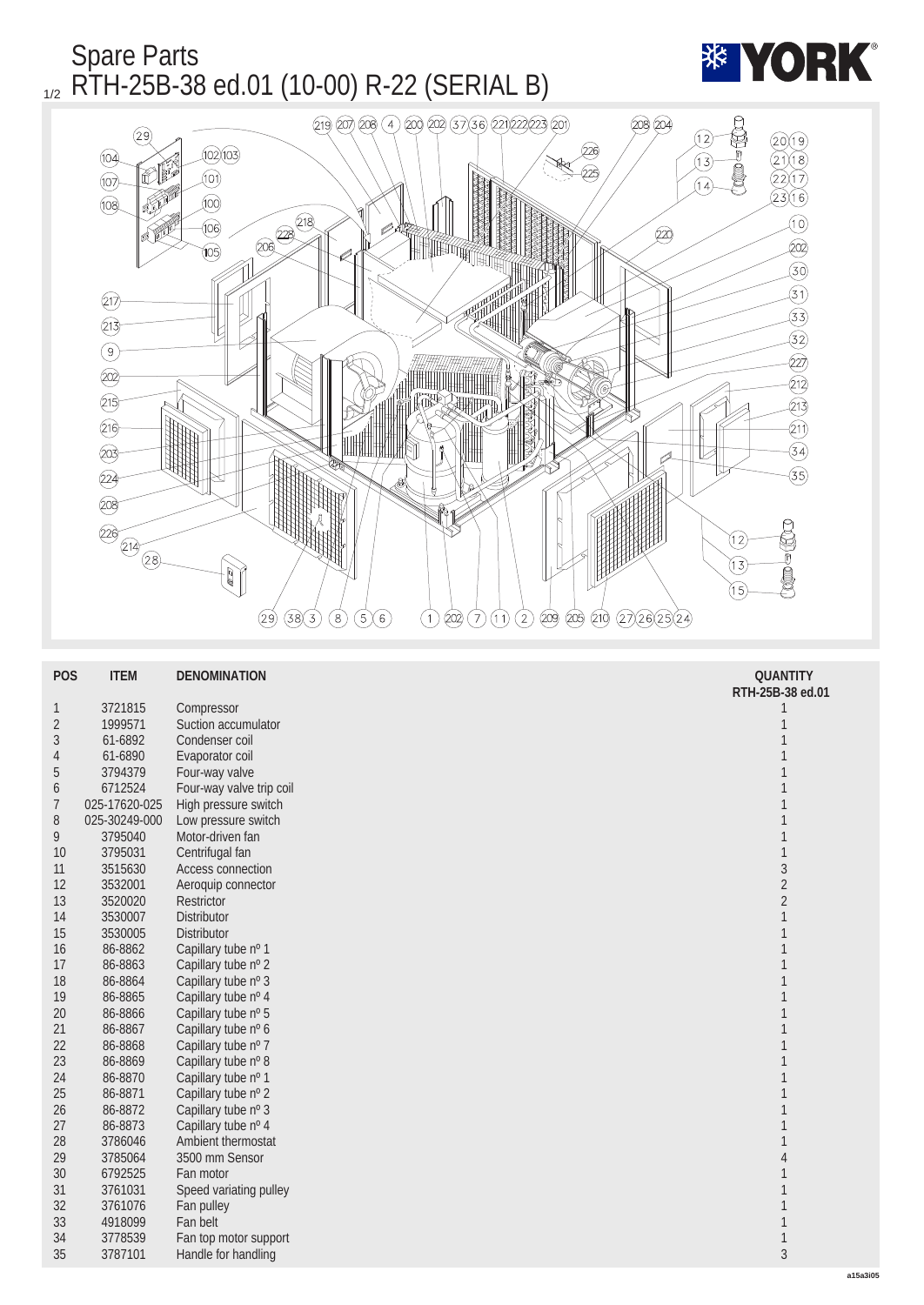# Spare Parts

## RTH-25B-38 ed.01 (10-00) R-22 (SERIAL B)

YORK

| POS | ITEM | DENOMINATION | QUANTITY RTH-25B-38 ed.01 |
|---|---|---|---|
| 1 | 3721815 | Compressor | 1 |
| 2 | 1999571 | Suction accumulator | 1 |
| 3 | 61-6892 | Condenser coil | 1 |
| 4 | 61-6890 | Evaporator coil | 1 |
| 5 | 3794379 | Four-way valve | 1 |
| 6 | 6712524 | Four-way valve trip coil | 1 |
| 7 | 025-17620-025 | High pressure switch | 1 |
| 8 | 025-30249-000 | Low pressure switch | 1 |
| 9 | 3795040 | Motor-driven fan | 1 |
| 10 | 3795031 | Centrifugal fan | 1 |
| 11 | 3515630 | Access connection | 3 |
| 12 | 3532001 | Aeroquip connector | 2 |
| 13 | 3520020 | Restrictor | 2 |
| 14 | 3530007 | Distributor | 1 |
| 15 | 3530005 | Distributor | 1 |
| 16 | 86-8862 | Capillary tube nº 1 | 1 |
| 17 | 86-8863 | Capillary tube nº 2 | 1 |
| 18 | 86-8864 | Capillary tube nº 3 | 1 |
| 19 | 86-8865 | Capillary tube nº 4 | 1 |
| 20 | 86-8866 | Capillary tube nº 5 | 1 |
| 21 | 86-8867 | Capillary tube nº 6 | 1 |
| 22 | 86-8868 | Capillary tube nº 7 | 1 |
| 23 | 86-8869 | Capillary tube nº 8 | 1 |
| 24 | 86-8870 | Capillary tube nº 1 | 1 |
| 25 | 86-8871 | Capillary tube nº 2 | 1 |
| 26 | 86-8872 | Capillary tube nº 3 | 1 |
| 27 | 86-8873 | Capillary tube nº 4 | 1 |
| 28 | 3786046 | Ambient thermostat | 1 |
| 29 | 3785064 | 3500 mm Sensor | 4 |
| 30 | 6792525 | Fan motor | 1 |
| 31 | 3761031 | Speed variating pulley | 1 |
| 32 | 3761076 | Fan pulley | 1 |
| 33 | 4918099 | Fan belt | 1 |
| 34 | 3778539 | Fan top motor support | 1 |
| 35 | 3787101 | Handle for handling | 3 |

a15a3i05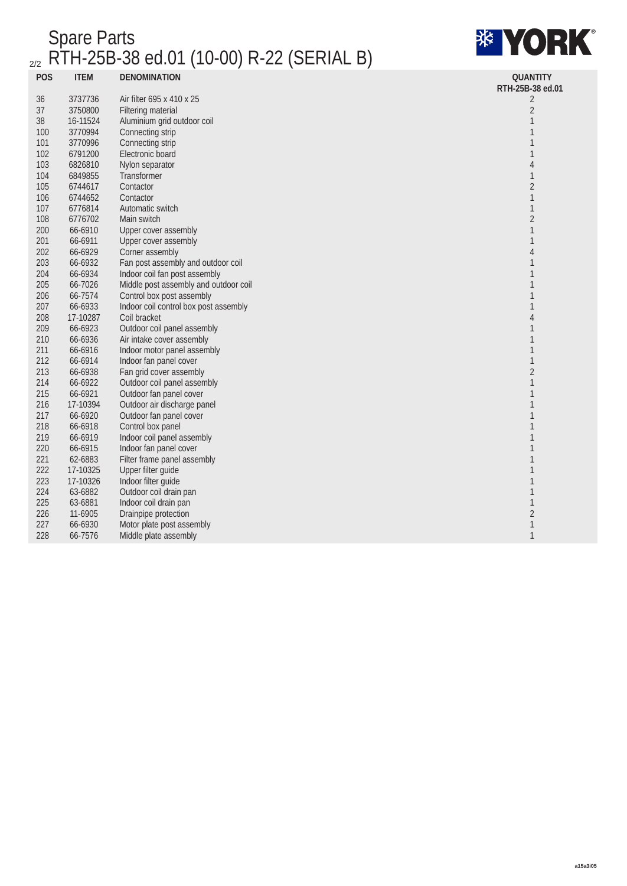# Spare Parts
## RTH-25B-38 ed.01 (10-00) R-22 (SERIAL B)

| POS | ITEM | DENOMINATION | QUANTITY RTH-25B-38 ed.01 |
|---|---|---|---|
| 36 | 3737736 | Air filter 695 x 410 x 25 | 2 |
| 37 | 3750800 | Filtering material | 2 |
| 38 | 16-11524 | Aluminium grid outdoor coil | 1 |
| 100 | 3770994 | Connecting strip | 1 |
| 101 | 3770996 | Connecting strip | 1 |
| 102 | 6791200 | Electronic board | 1 |
| 103 | 6826810 | Nylon separator | 4 |
| 104 | 6849855 | Transformer | 1 |
| 105 | 6744617 | Contactor | 2 |
| 106 | 6744652 | Contactor | 1 |
| 107 | 6776814 | Automatic switch | 1 |
| 108 | 6776702 | Main switch | 2 |
| 200 | 66-6910 | Upper cover assembly | 1 |
| 201 | 66-6911 | Upper cover assembly | 1 |
| 202 | 66-6929 | Corner assembly | 4 |
| 203 | 66-6932 | Fan post assembly and outdoor coil | 1 |
| 204 | 66-6934 | Indoor coil fan post assembly | 1 |
| 205 | 66-7026 | Middle post assembly and outdoor coil | 1 |
| 206 | 66-7574 | Control box post assembly | 1 |
| 207 | 66-6933 | Indoor coil control box post assembly | 1 |
| 208 | 17-10287 | Coil bracket | 4 |
| 209 | 66-6923 | Outdoor coil panel assembly | 1 |
| 210 | 66-6936 | Air intake cover assembly | 1 |
| 211 | 66-6916 | Indoor motor panel assembly | 1 |
| 212 | 66-6914 | Indoor fan panel cover | 1 |
| 213 | 66-6938 | Fan grid cover assembly | 2 |
| 214 | 66-6922 | Outdoor coil panel assembly | 1 |
| 215 | 66-6921 | Outdoor fan panel cover | 1 |
| 216 | 17-10394 | Outdoor air discharge panel | 1 |
| 217 | 66-6920 | Outdoor fan panel cover | 1 |
| 218 | 66-6918 | Control box panel | 1 |
| 219 | 66-6919 | Indoor coil panel assembly | 1 |
| 220 | 66-6915 | Indoor fan panel cover | 1 |
| 221 | 62-6883 | Filter frame panel assembly | 1 |
| 222 | 17-10325 | Upper filter guide | 1 |
| 223 | 17-10326 | Indoor filter guide | 1 |
| 224 | 63-6882 | Outdoor coil drain pan | 1 |
| 225 | 63-6881 | Indoor coil drain pan | 1 |
| 226 | 11-6905 | Drainpipe protection | 2 |
| 227 | 66-6930 | Motor plate post assembly | 1 |
| 228 | 66-7576 | Middle plate assembly | 1 |

a15a3i05